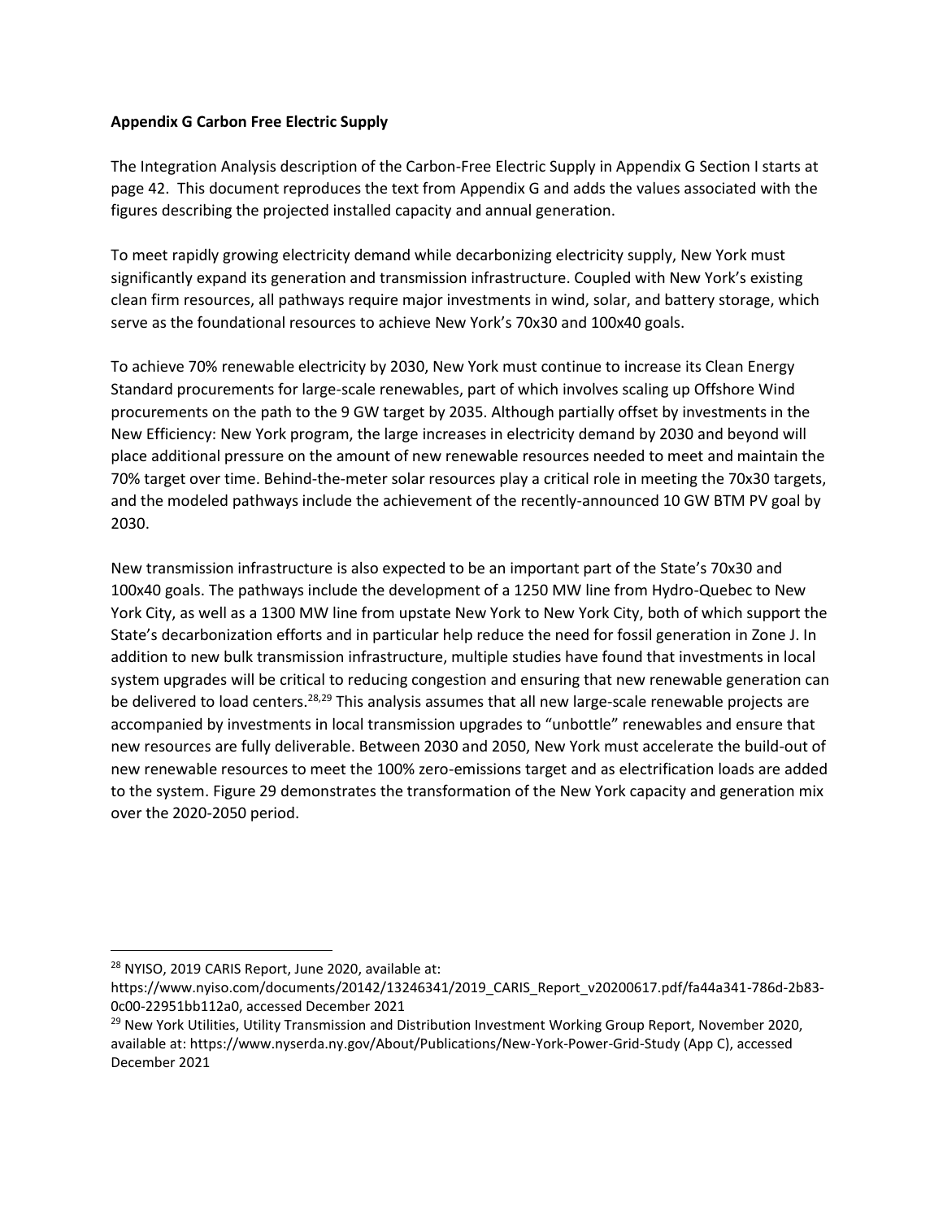**Appendix G Carbon Free Electric Supply**

The Integration Analysis description of the Carbon-Free Electric Supply in Appendix G Section I starts at page 42. This document reproduces the text from Appendix G and adds the values associated with the figures describing the projected installed capacity and annual generation.

To meet rapidly growing electricity demand while decarbonizing electricity supply, New York must significantly expand its generation and transmission infrastructure. Coupled with New York's existing clean firm resources, all pathways require major investments in wind, solar, and battery storage, which serve as the foundational resources to achieve New York's 70x30 and 100x40 goals.

To achieve 70% renewable electricity by 2030, New York must continue to increase its Clean Energy Standard procurements for large-scale renewables, part of which involves scaling up Offshore Wind procurements on the path to the 9 GW target by 2035. Although partially offset by investments in the New Efficiency: New York program, the large increases in electricity demand by 2030 and beyond will place additional pressure on the amount of new renewable resources needed to meet and maintain the 70% target over time. Behind-the-meter solar resources play a critical role in meeting the 70x30 targets, and the modeled pathways include the achievement of the recently-announced 10 GW BTM PV goal by 2030.

New transmission infrastructure is also expected to be an important part of the State's 70x30 and 100x40 goals. The pathways include the development of a 1250 MW line from Hydro-Quebec to New York City, as well as a 1300 MW line from upstate New York to New York City, both of which support the State's decarbonization efforts and in particular help reduce the need for fossil generation in Zone J. In addition to new bulk transmission infrastructure, multiple studies have found that investments in local system upgrades will be critical to reducing congestion and ensuring that new renewable generation can be delivered to load centers.[28,29] This analysis assumes that all new large-scale renewable projects are accompanied by investments in local transmission upgrades to "unbottle" renewables and ensure that new resources are fully deliverable. Between 2030 and 2050, New York must accelerate the build-out of new renewable resources to meet the 100% zero-emissions target and as electrification loads are added to the system. Figure 29 demonstrates the transformation of the New York capacity and generation mix over the 2020-2050 period.

---

[28] NYISO, 2019 CARIS Report, June 2020, available at: https://www.nyiso.com/documents/20142/13246341/2019_CARIS_Report_v20200617.pdf/fa44a341-786d-2b83-0c00-22951bb112a0, accessed December 2021

[29] New York Utilities, Utility Transmission and Distribution Investment Working Group Report, November 2020, available at: https://www.nyserda.ny.gov/About/Publications/New-York-Power-Grid-Study (App C), accessed December 2021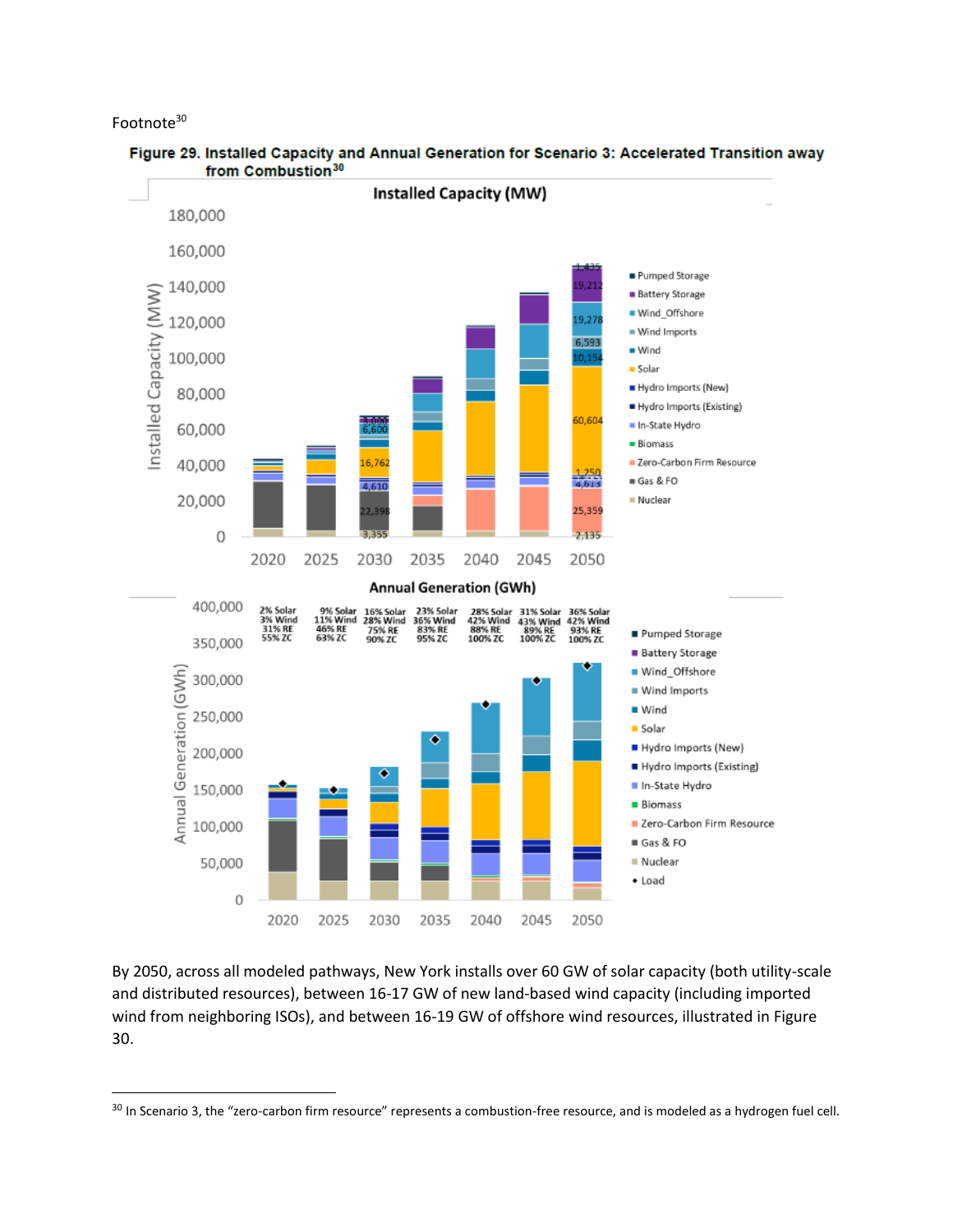Footnote[30]

**Figure 29. Installed Capacity and Annual Generation for Scenario 3: Accelerated Transition away from Combustion**[30]

By 2050, across all modeled pathways, New York installs over 60 GW of solar capacity (both utility-scale and distributed resources), between 16-17 GW of new land-based wind capacity (including imported wind from neighboring ISOs), and between 16-19 GW of offshore wind resources, illustrated in Figure 30.

---

[30] In Scenario 3, the "zero-carbon firm resource" represents a combustion-free resource, and is modeled as a hydrogen fuel cell.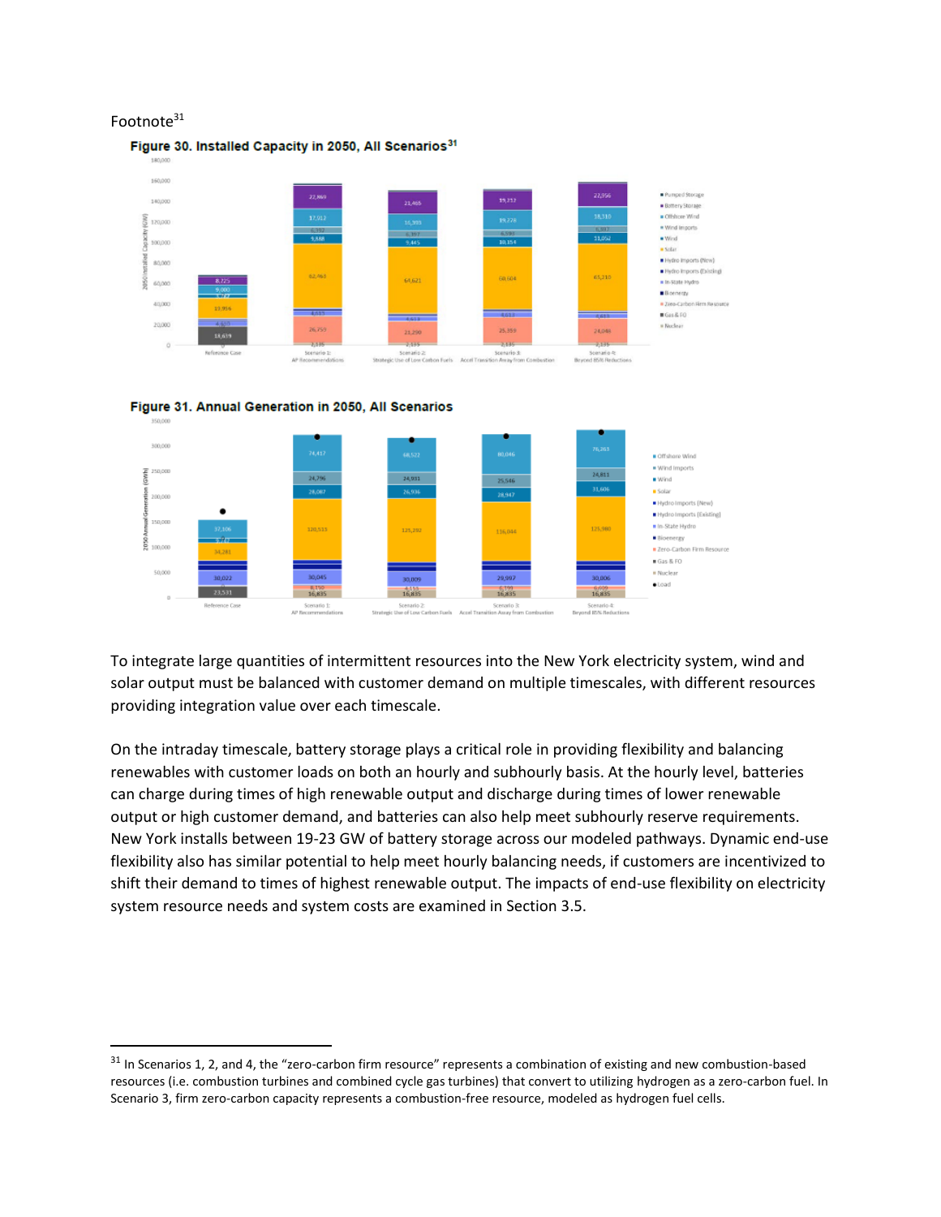Footnote[31]

**Figure 30. Installed Capacity in 2050, All Scenarios[31]**

**Figure 31. Annual Generation in 2050, All Scenarios**

To integrate large quantities of intermittent resources into the New York electricity system, wind and solar output must be balanced with customer demand on multiple timescales, with different resources providing integration value over each timescale.

On the intraday timescale, battery storage plays a critical role in providing flexibility and balancing renewables with customer loads on both an hourly and subhourly basis. At the hourly level, batteries can charge during times of high renewable output and discharge during times of lower renewable output or high customer demand, and batteries can also help meet subhourly reserve requirements. New York installs between 19-23 GW of battery storage across our modeled pathways. Dynamic end-use flexibility also has similar potential to help meet hourly balancing needs, if customers are incentivized to shift their demand to times of highest renewable output. The impacts of end-use flexibility on electricity system resource needs and system costs are examined in Section 3.5.

[31] In Scenarios 1, 2, and 4, the "zero-carbon firm resource" represents a combination of existing and new combustion-based resources (i.e. combustion turbines and combined cycle gas turbines) that convert to utilizing hydrogen as a zero-carbon fuel. In Scenario 3, firm zero-carbon capacity represents a combustion-free resource, modeled as hydrogen fuel cells.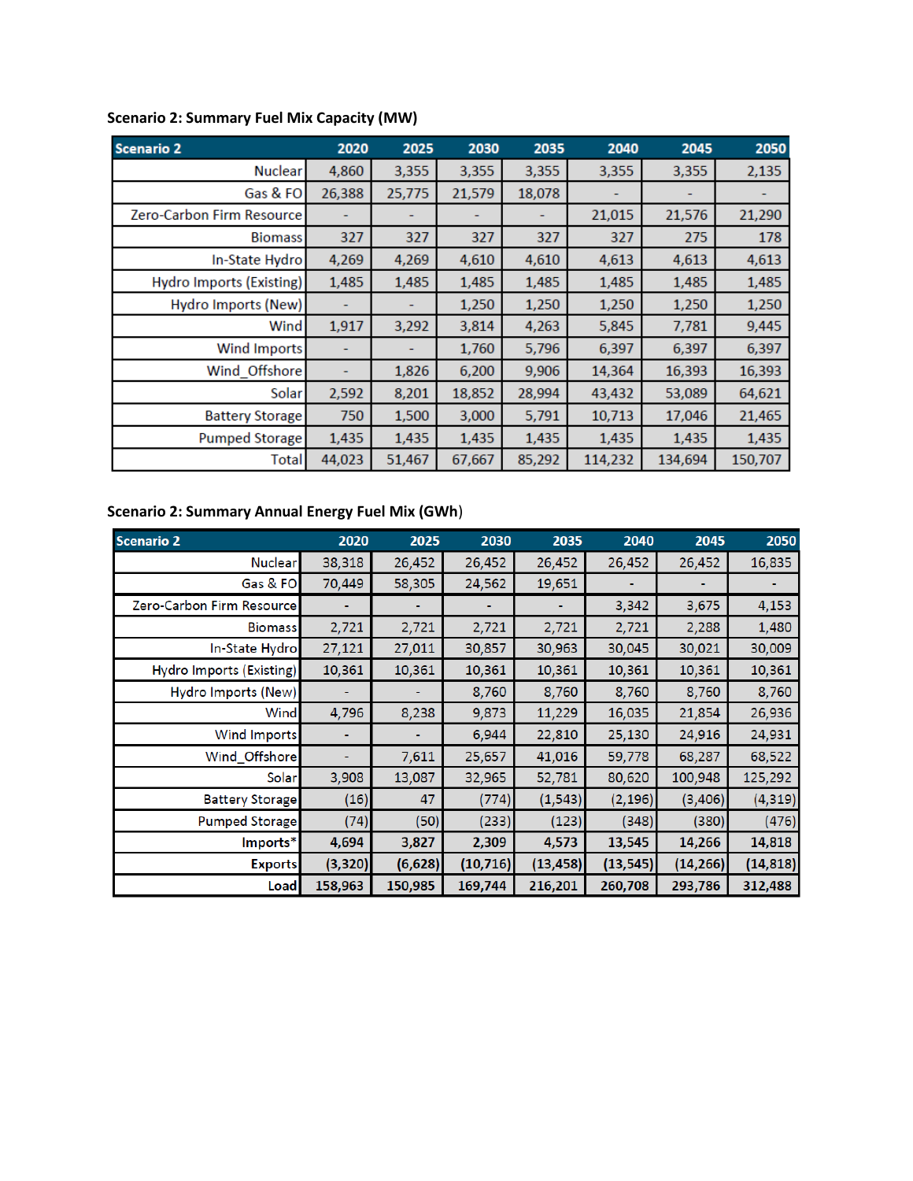**Scenario 2: Summary Fuel Mix Capacity (MW)**

| Scenario 2 | 2020 | 2025 | 2030 | 2035 | 2040 | 2045 | 2050 |
|---|---|---|---|---|---|---|---|
| Nuclear | 4,860 | 3,355 | 3,355 | 3,355 | 3,355 | 3,355 | 2,135 |
| Gas & FO | 26,388 | 25,775 | 21,579 | 18,078 | - | - | - |
| Zero-Carbon Firm Resource | - | - | - | - | 21,015 | 21,576 | 21,290 |
| Biomass | 327 | 327 | 327 | 327 | 327 | 275 | 178 |
| In-State Hydro | 4,269 | 4,269 | 4,610 | 4,610 | 4,613 | 4,613 | 4,613 |
| Hydro Imports (Existing) | 1,485 | 1,485 | 1,485 | 1,485 | 1,485 | 1,485 | 1,485 |
| Hydro Imports (New) | - | - | 1,250 | 1,250 | 1,250 | 1,250 | 1,250 |
| Wind | 1,917 | 3,292 | 3,814 | 4,263 | 5,845 | 7,781 | 9,445 |
| Wind Imports | - | - | 1,760 | 5,796 | 6,397 | 6,397 | 6,397 |
| Wind_Offshore | - | 1,826 | 6,200 | 9,906 | 14,364 | 16,393 | 16,393 |
| Solar | 2,592 | 8,201 | 18,852 | 28,994 | 43,432 | 53,089 | 64,621 |
| Battery Storage | 750 | 1,500 | 3,000 | 5,791 | 10,713 | 17,046 | 21,465 |
| Pumped Storage | 1,435 | 1,435 | 1,435 | 1,435 | 1,435 | 1,435 | 1,435 |
| Total | 44,023 | 51,467 | 67,667 | 85,292 | 114,232 | 134,694 | 150,707 |

**Scenario 2: Summary Annual Energy Fuel Mix (GWh)**

| Scenario 2 | 2020 | 2025 | 2030 | 2035 | 2040 | 2045 | 2050 |
|---|---|---|---|---|---|---|---|
| Nuclear | 38,318 | 26,452 | 26,452 | 26,452 | 26,452 | 26,452 | 16,835 |
| Gas & FO | 70,449 | 58,305 | 24,562 | 19,651 | - | - | - |
| Zero-Carbon Firm Resource | - | - | - | - | 3,342 | 3,675 | 4,153 |
| Biomass | 2,721 | 2,721 | 2,721 | 2,721 | 2,721 | 2,288 | 1,480 |
| In-State Hydro | 27,121 | 27,011 | 30,857 | 30,963 | 30,045 | 30,021 | 30,009 |
| Hydro Imports (Existing) | 10,361 | 10,361 | 10,361 | 10,361 | 10,361 | 10,361 | 10,361 |
| Hydro Imports (New) | - | - | 8,760 | 8,760 | 8,760 | 8,760 | 8,760 |
| Wind | 4,796 | 8,238 | 9,873 | 11,229 | 16,035 | 21,854 | 26,936 |
| Wind Imports | - | - | 6,944 | 22,810 | 25,130 | 24,916 | 24,931 |
| Wind_Offshore | - | 7,611 | 25,657 | 41,016 | 59,778 | 68,287 | 68,522 |
| Solar | 3,908 | 13,087 | 32,965 | 52,781 | 80,620 | 100,948 | 125,292 |
| Battery Storage | (16) | 47 | (774) | (1,543) | (2,196) | (3,406) | (4,319) |
| Pumped Storage | (74) | (50) | (233) | (123) | (348) | (380) | (476) |
| Imports* | 4,694 | 3,827 | 2,309 | 4,573 | 13,545 | 14,266 | 14,818 |
| Exports | (3,320) | (6,628) | (10,716) | (13,458) | (13,545) | (14,266) | (14,818) |
| Load | 158,963 | 150,985 | 169,744 | 216,201 | 260,708 | 293,786 | 312,488 |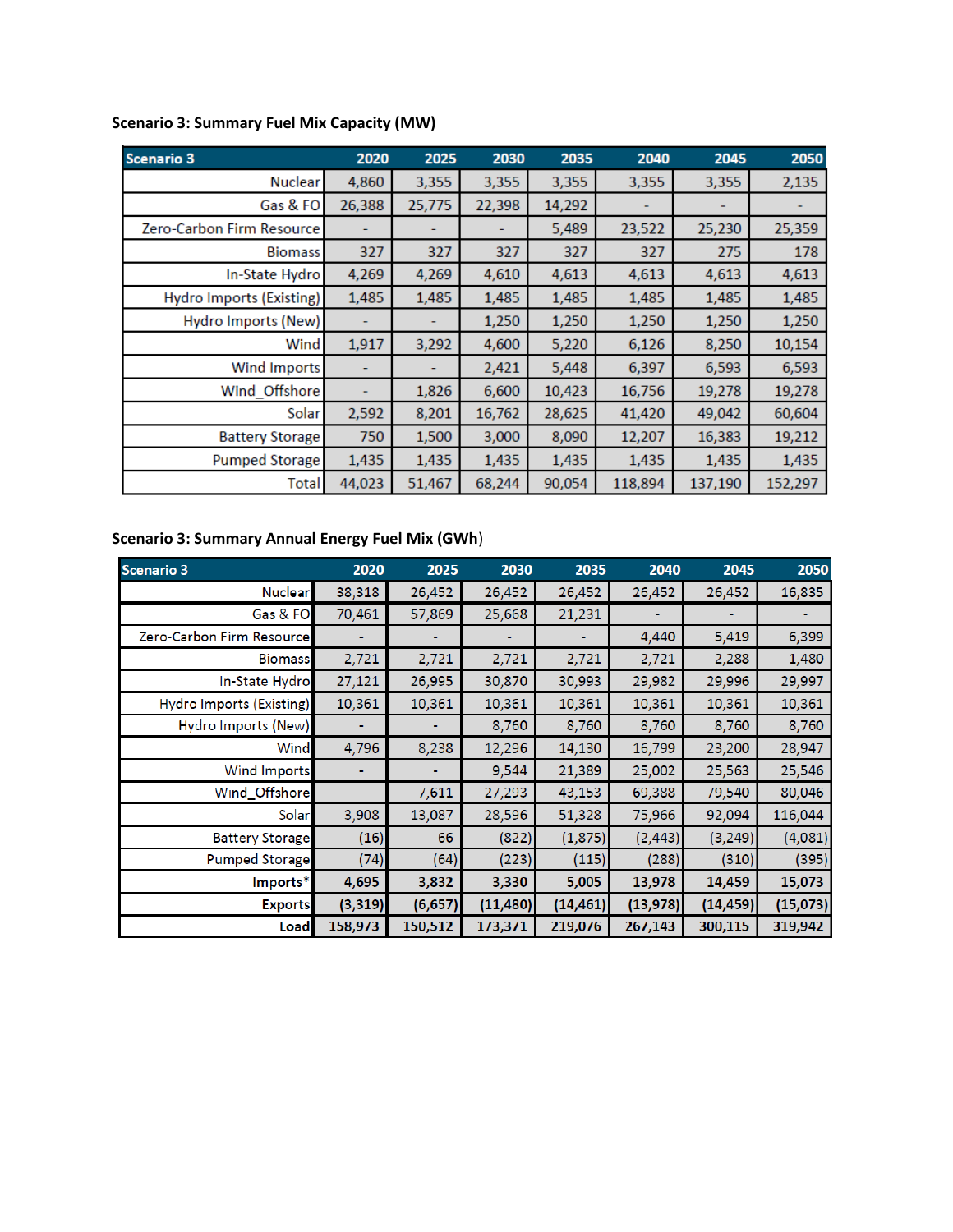**Scenario 3: Summary Fuel Mix Capacity (MW)**

| Scenario 3 | 2020 | 2025 | 2030 | 2035 | 2040 | 2045 | 2050 |
|---|---|---|---|---|---|---|---|
| Nuclear | 4,860 | 3,355 | 3,355 | 3,355 | 3,355 | 3,355 | 2,135 |
| Gas & FO | 26,388 | 25,775 | 22,398 | 14,292 | - | - | - |
| Zero-Carbon Firm Resource | - | - | - | 5,489 | 23,522 | 25,230 | 25,359 |
| Biomass | 327 | 327 | 327 | 327 | 327 | 275 | 178 |
| In-State Hydro | 4,269 | 4,269 | 4,610 | 4,613 | 4,613 | 4,613 | 4,613 |
| Hydro Imports (Existing) | 1,485 | 1,485 | 1,485 | 1,485 | 1,485 | 1,485 | 1,485 |
| Hydro Imports (New) | - | - | 1,250 | 1,250 | 1,250 | 1,250 | 1,250 |
| Wind | 1,917 | 3,292 | 4,600 | 5,220 | 6,126 | 8,250 | 10,154 |
| Wind Imports | - | - | 2,421 | 5,448 | 6,397 | 6,593 | 6,593 |
| Wind_Offshore | - | 1,826 | 6,600 | 10,423 | 16,756 | 19,278 | 19,278 |
| Solar | 2,592 | 8,201 | 16,762 | 28,625 | 41,420 | 49,042 | 60,604 |
| Battery Storage | 750 | 1,500 | 3,000 | 8,090 | 12,207 | 16,383 | 19,212 |
| Pumped Storage | 1,435 | 1,435 | 1,435 | 1,435 | 1,435 | 1,435 | 1,435 |
| Total | 44,023 | 51,467 | 68,244 | 90,054 | 118,894 | 137,190 | 152,297 |

**Scenario 3: Summary Annual Energy Fuel Mix (GWh)**

| Scenario 3 | 2020 | 2025 | 2030 | 2035 | 2040 | 2045 | 2050 |
|---|---|---|---|---|---|---|---|
| Nuclear | 38,318 | 26,452 | 26,452 | 26,452 | 26,452 | 26,452 | 16,835 |
| Gas & FO | 70,461 | 57,869 | 25,668 | 21,231 | - | - | - |
| Zero-Carbon Firm Resource | - | - | - | - | 4,440 | 5,419 | 6,399 |
| Biomass | 2,721 | 2,721 | 2,721 | 2,721 | 2,721 | 2,288 | 1,480 |
| In-State Hydro | 27,121 | 26,995 | 30,870 | 30,993 | 29,982 | 29,996 | 29,997 |
| Hydro Imports (Existing) | 10,361 | 10,361 | 10,361 | 10,361 | 10,361 | 10,361 | 10,361 |
| Hydro Imports (New) | - | - | 8,760 | 8,760 | 8,760 | 8,760 | 8,760 |
| Wind | 4,796 | 8,238 | 12,296 | 14,130 | 16,799 | 23,200 | 28,947 |
| Wind Imports | - | - | 9,544 | 21,389 | 25,002 | 25,563 | 25,546 |
| Wind_Offshore | - | 7,611 | 27,293 | 43,153 | 69,388 | 79,540 | 80,046 |
| Solar | 3,908 | 13,087 | 28,596 | 51,328 | 75,966 | 92,094 | 116,044 |
| Battery Storage | (16) | 66 | (822) | (1,875) | (2,443) | (3,249) | (4,081) |
| Pumped Storage | (74) | (64) | (223) | (115) | (288) | (310) | (395) |
| Imports* | 4,695 | 3,832 | 3,330 | 5,005 | 13,978 | 14,459 | 15,073 |
| Exports | (3,319) | (6,657) | (11,480) | (14,461) | (13,978) | (14,459) | (15,073) |
| Load | 158,973 | 150,512 | 173,371 | 219,076 | 267,143 | 300,115 | 319,942 |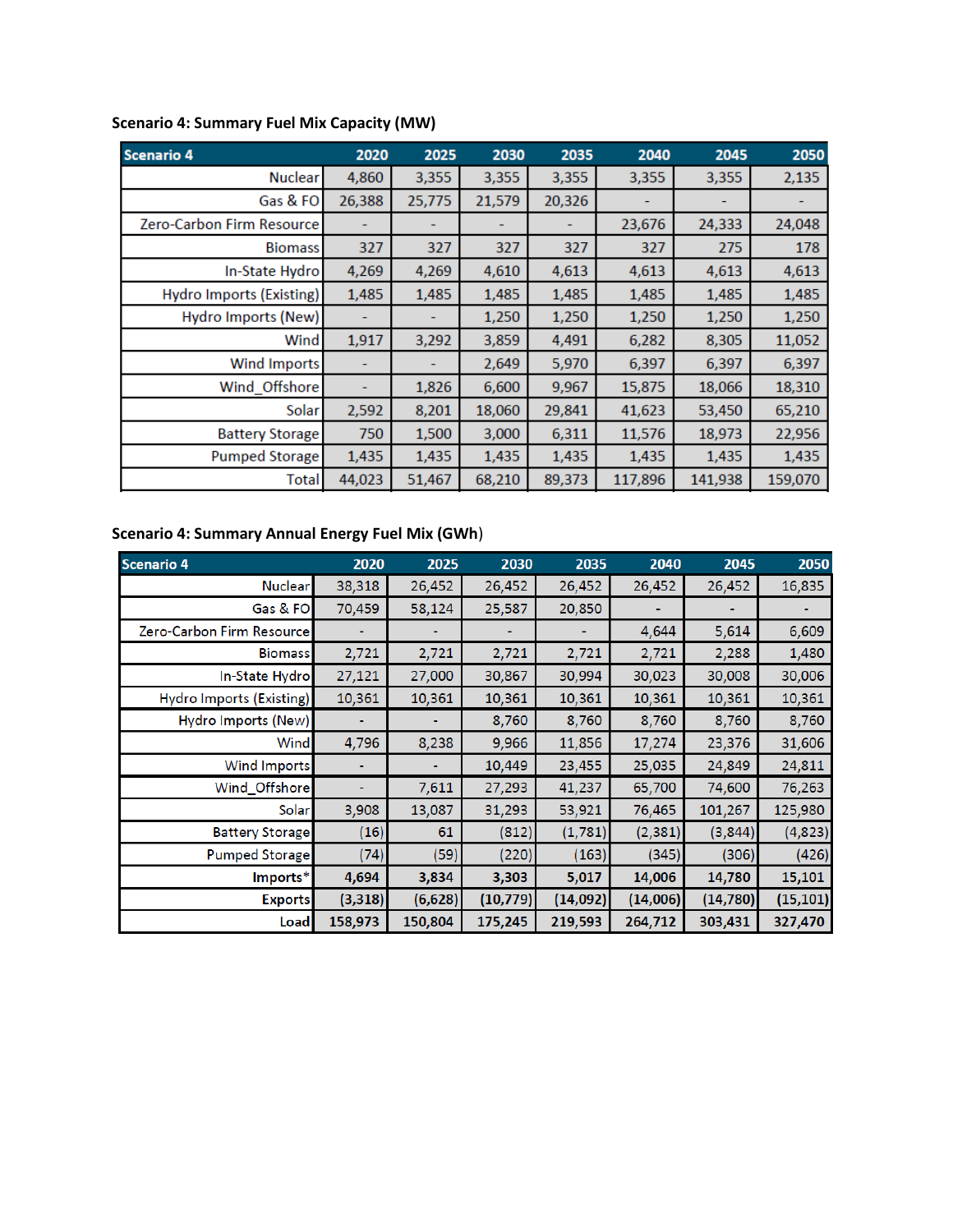**Scenario 4: Summary Fuel Mix Capacity (MW)**

| Scenario 4 | 2020 | 2025 | 2030 | 2035 | 2040 | 2045 | 2050 |
|---|---|---|---|---|---|---|---|
| Nuclear | 4,860 | 3,355 | 3,355 | 3,355 | 3,355 | 3,355 | 2,135 |
| Gas & FO | 26,388 | 25,775 | 21,579 | 20,326 | - | - | - |
| Zero-Carbon Firm Resource | - | - | - | - | 23,676 | 24,333 | 24,048 |
| Biomass | 327 | 327 | 327 | 327 | 327 | 275 | 178 |
| In-State Hydro | 4,269 | 4,269 | 4,610 | 4,613 | 4,613 | 4,613 | 4,613 |
| Hydro Imports (Existing) | 1,485 | 1,485 | 1,485 | 1,485 | 1,485 | 1,485 | 1,485 |
| Hydro Imports (New) | - | - | 1,250 | 1,250 | 1,250 | 1,250 | 1,250 |
| Wind | 1,917 | 3,292 | 3,859 | 4,491 | 6,282 | 8,305 | 11,052 |
| Wind Imports | - | - | 2,649 | 5,970 | 6,397 | 6,397 | 6,397 |
| Wind_Offshore | - | 1,826 | 6,600 | 9,967 | 15,875 | 18,066 | 18,310 |
| Solar | 2,592 | 8,201 | 18,060 | 29,841 | 41,623 | 53,450 | 65,210 |
| Battery Storage | 750 | 1,500 | 3,000 | 6,311 | 11,576 | 18,973 | 22,956 |
| Pumped Storage | 1,435 | 1,435 | 1,435 | 1,435 | 1,435 | 1,435 | 1,435 |
| Total | 44,023 | 51,467 | 68,210 | 89,373 | 117,896 | 141,938 | 159,070 |

**Scenario 4: Summary Annual Energy Fuel Mix (GWh)**

| Scenario 4 | 2020 | 2025 | 2030 | 2035 | 2040 | 2045 | 2050 |
|---|---|---|---|---|---|---|---|
| Nuclear | 38,318 | 26,452 | 26,452 | 26,452 | 26,452 | 26,452 | 16,835 |
| Gas & FO | 70,459 | 58,124 | 25,587 | 20,850 | - | - | - |
| Zero-Carbon Firm Resource | - | - | - | - | 4,644 | 5,614 | 6,609 |
| Biomass | 2,721 | 2,721 | 2,721 | 2,721 | 2,721 | 2,288 | 1,480 |
| In-State Hydro | 27,121 | 27,000 | 30,867 | 30,994 | 30,023 | 30,008 | 30,006 |
| Hydro Imports (Existing) | 10,361 | 10,361 | 10,361 | 10,361 | 10,361 | 10,361 | 10,361 |
| Hydro Imports (New) | - | - | 8,760 | 8,760 | 8,760 | 8,760 | 8,760 |
| Wind | 4,796 | 8,238 | 9,966 | 11,856 | 17,274 | 23,376 | 31,606 |
| Wind Imports | - | - | 10,449 | 23,455 | 25,035 | 24,849 | 24,811 |
| Wind_Offshore | - | 7,611 | 27,293 | 41,237 | 65,700 | 74,600 | 76,263 |
| Solar | 3,908 | 13,087 | 31,293 | 53,921 | 76,465 | 101,267 | 125,980 |
| Battery Storage | (16) | 61 | (812) | (1,781) | (2,381) | (3,844) | (4,823) |
| Pumped Storage | (74) | (59) | (220) | (163) | (345) | (306) | (426) |
| Imports* | 4,694 | 3,834 | 3,303 | 5,017 | 14,006 | 14,780 | 15,101 |
| Exports | (3,318) | (6,628) | (10,779) | (14,092) | (14,006) | (14,780) | (15,101) |
| Load | 158,973 | 150,804 | 175,245 | 219,593 | 264,712 | 303,431 | 327,470 |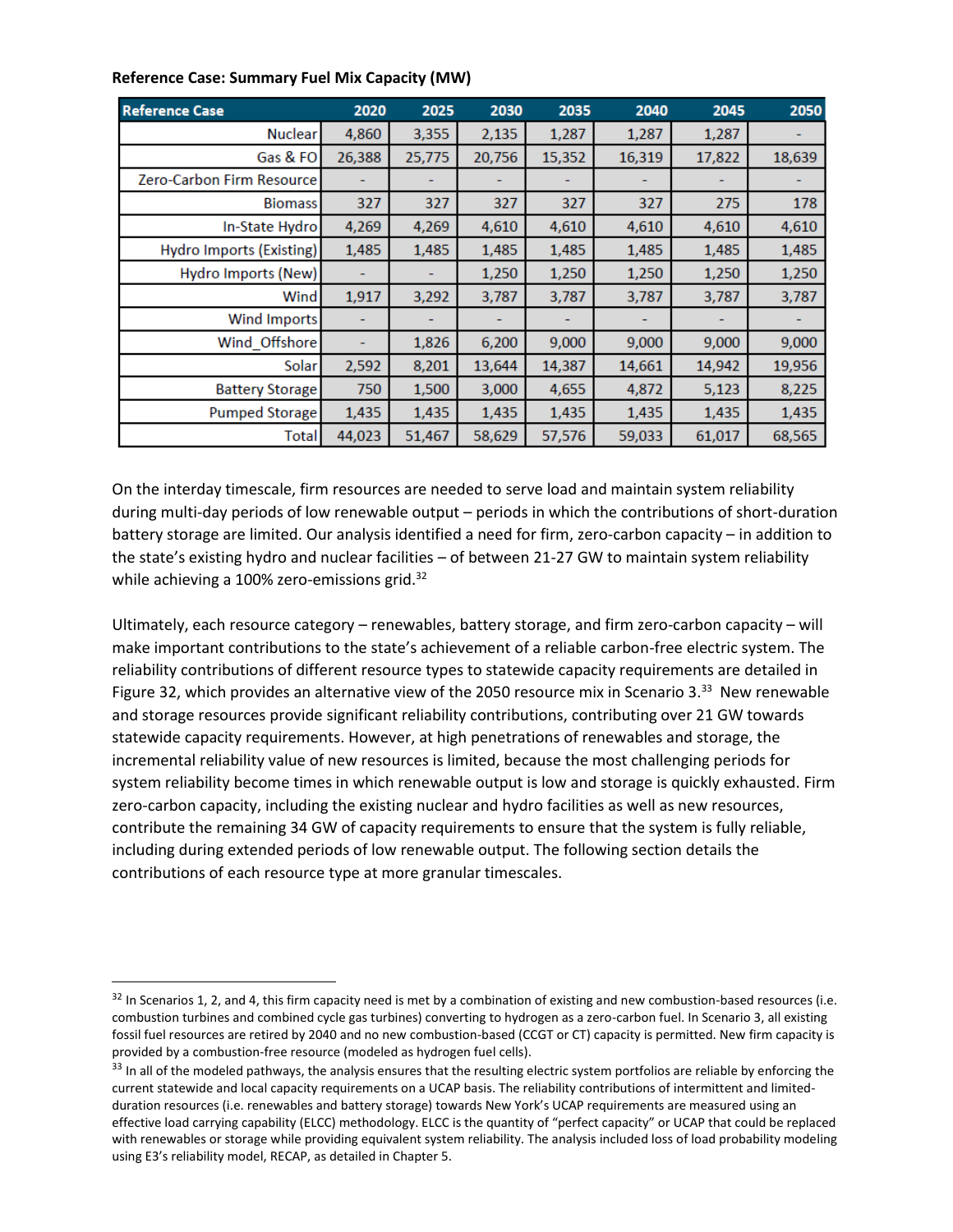**Reference Case: Summary Fuel Mix Capacity (MW)**

| Reference Case | 2020 | 2025 | 2030 | 2035 | 2040 | 2045 | 2050 |
|---|---|---|---|---|---|---|---|
| Nuclear | 4,860 | 3,355 | 2,135 | 1,287 | 1,287 | 1,287 | - |
| Gas & FO | 26,388 | 25,775 | 20,756 | 15,352 | 16,319 | 17,822 | 18,639 |
| Zero-Carbon Firm Resource | - | - | - | - | - | - | - |
| Biomass | 327 | 327 | 327 | 327 | 327 | 275 | 178 |
| In-State Hydro | 4,269 | 4,269 | 4,610 | 4,610 | 4,610 | 4,610 | 4,610 |
| Hydro Imports (Existing) | 1,485 | 1,485 | 1,485 | 1,485 | 1,485 | 1,485 | 1,485 |
| Hydro Imports (New) | - | - | 1,250 | 1,250 | 1,250 | 1,250 | 1,250 |
| Wind | 1,917 | 3,292 | 3,787 | 3,787 | 3,787 | 3,787 | 3,787 |
| Wind Imports | - | - | - | - | - | - | - |
| Wind_Offshore | - | 1,826 | 6,200 | 9,000 | 9,000 | 9,000 | 9,000 |
| Solar | 2,592 | 8,201 | 13,644 | 14,387 | 14,661 | 14,942 | 19,956 |
| Battery Storage | 750 | 1,500 | 3,000 | 4,655 | 4,872 | 5,123 | 8,225 |
| Pumped Storage | 1,435 | 1,435 | 1,435 | 1,435 | 1,435 | 1,435 | 1,435 |
| Total | 44,023 | 51,467 | 58,629 | 57,576 | 59,033 | 61,017 | 68,565 |

On the interday timescale, firm resources are needed to serve load and maintain system reliability during multi-day periods of low renewable output – periods in which the contributions of short-duration battery storage are limited. Our analysis identified a need for firm, zero-carbon capacity – in addition to the state's existing hydro and nuclear facilities – of between 21-27 GW to maintain system reliability while achieving a 100% zero-emissions grid.[32]

Ultimately, each resource category – renewables, battery storage, and firm zero-carbon capacity – will make important contributions to the state's achievement of a reliable carbon-free electric system. The reliability contributions of different resource types to statewide capacity requirements are detailed in Figure 32, which provides an alternative view of the 2050 resource mix in Scenario 3.[33] New renewable and storage resources provide significant reliability contributions, contributing over 21 GW towards statewide capacity requirements. However, at high penetrations of renewables and storage, the incremental reliability value of new resources is limited, because the most challenging periods for system reliability become times in which renewable output is low and storage is quickly exhausted. Firm zero-carbon capacity, including the existing nuclear and hydro facilities as well as new resources, contribute the remaining 34 GW of capacity requirements to ensure that the system is fully reliable, including during extended periods of low renewable output. The following section details the contributions of each resource type at more granular timescales.

---

[32] In Scenarios 1, 2, and 4, this firm capacity need is met by a combination of existing and new combustion-based resources (i.e. combustion turbines and combined cycle gas turbines) converting to hydrogen as a zero-carbon fuel. In Scenario 3, all existing fossil fuel resources are retired by 2040 and no new combustion-based (CCGT or CT) capacity is permitted. New firm capacity is provided by a combustion-free resource (modeled as hydrogen fuel cells).

[33] In all of the modeled pathways, the analysis ensures that the resulting electric system portfolios are reliable by enforcing the current statewide and local capacity requirements on a UCAP basis. The reliability contributions of intermittent and limited-duration resources (i.e. renewables and battery storage) towards New York's UCAP requirements are measured using an effective load carrying capability (ELCC) methodology. ELCC is the quantity of "perfect capacity" or UCAP that could be replaced with renewables or storage while providing equivalent system reliability. The analysis included loss of load probability modeling using E3's reliability model, RECAP, as detailed in Chapter 5.